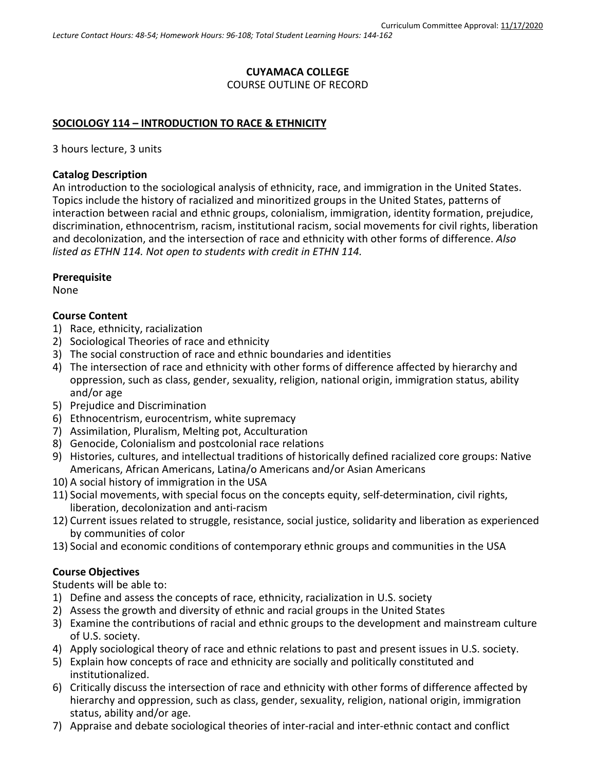Curriculum Committee Approval: 11/17/2020

*Lecture Contact Hours: 48-54; Homework Hours: 96-108; Total Student Learning Hours: 144-162*

**CUYAMACA COLLEGE**
COURSE OUTLINE OF RECORD

**SOCIOLOGY 114 – INTRODUCTION TO RACE & ETHNICITY**

3 hours lecture, 3 units

**Catalog Description**
An introduction to the sociological analysis of ethnicity, race, and immigration in the United States. Topics include the history of racialized and minoritized groups in the United States, patterns of interaction between racial and ethnic groups, colonialism, immigration, identity formation, prejudice, discrimination, ethnocentrism, racism, institutional racism, social movements for civil rights, liberation and decolonization, and the intersection of race and ethnicity with other forms of difference. *Also listed as ETHN 114. Not open to students with credit in ETHN 114.*

**Prerequisite**
None

**Course Content**
1) Race, ethnicity, racialization
2) Sociological Theories of race and ethnicity
3) The social construction of race and ethnic boundaries and identities
4) The intersection of race and ethnicity with other forms of difference affected by hierarchy and oppression, such as class, gender, sexuality, religion, national origin, immigration status, ability and/or age
5) Prejudice and Discrimination
6) Ethnocentrism, eurocentrism, white supremacy
7) Assimilation, Pluralism, Melting pot, Acculturation
8) Genocide, Colonialism and postcolonial race relations
9) Histories, cultures, and intellectual traditions of historically defined racialized core groups: Native Americans, African Americans, Latina/o Americans and/or Asian Americans
10) A social history of immigration in the USA
11) Social movements, with special focus on the concepts equity, self-determination, civil rights, liberation, decolonization and anti-racism
12) Current issues related to struggle, resistance, social justice, solidarity and liberation as experienced by communities of color
13) Social and economic conditions of contemporary ethnic groups and communities in the USA

**Course Objectives**
Students will be able to:
1) Define and assess the concepts of race, ethnicity, racialization in U.S. society
2) Assess the growth and diversity of ethnic and racial groups in the United States
3) Examine the contributions of racial and ethnic groups to the development and mainstream culture of U.S. society.
4) Apply sociological theory of race and ethnic relations to past and present issues in U.S. society.
5) Explain how concepts of race and ethnicity are socially and politically constituted and institutionalized.
6) Critically discuss the intersection of race and ethnicity with other forms of difference affected by hierarchy and oppression, such as class, gender, sexuality, religion, national origin, immigration status, ability and/or age.
7) Appraise and debate sociological theories of inter-racial and inter-ethnic contact and conflict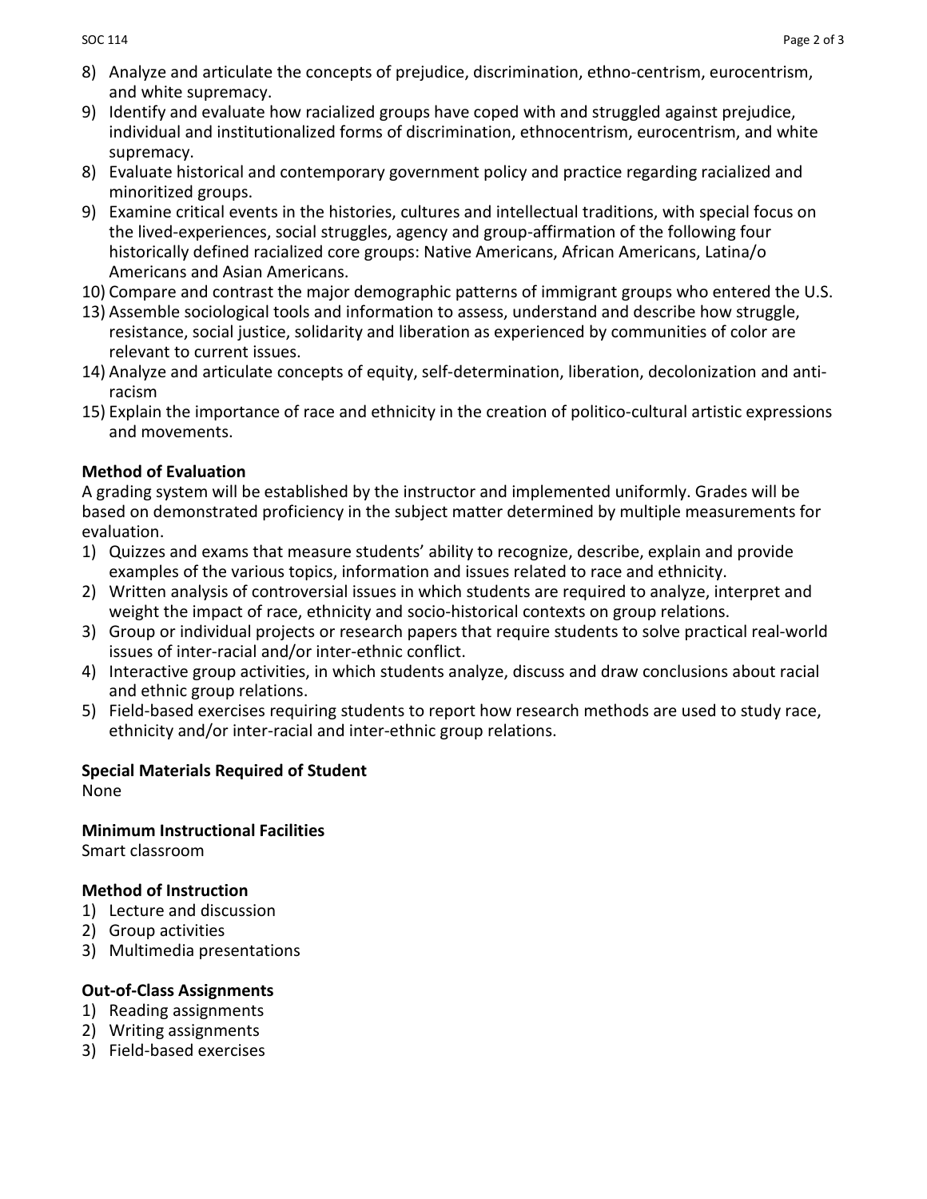8) Analyze and articulate the concepts of prejudice, discrimination, ethno-centrism, eurocentrism, and white supremacy.
9) Identify and evaluate how racialized groups have coped with and struggled against prejudice, individual and institutionalized forms of discrimination, ethnocentrism, eurocentrism, and white supremacy.
8) Evaluate historical and contemporary government policy and practice regarding racialized and minoritized groups.
9) Examine critical events in the histories, cultures and intellectual traditions, with special focus on the lived-experiences, social struggles, agency and group-affirmation of the following four historically defined racialized core groups: Native Americans, African Americans, Latina/o Americans and Asian Americans.
10) Compare and contrast the major demographic patterns of immigrant groups who entered the U.S.
13) Assemble sociological tools and information to assess, understand and describe how struggle, resistance, social justice, solidarity and liberation as experienced by communities of color are relevant to current issues.
14) Analyze and articulate concepts of equity, self-determination, liberation, decolonization and anti-racism
15) Explain the importance of race and ethnicity in the creation of politico-cultural artistic expressions and movements.

**Method of Evaluation**

A grading system will be established by the instructor and implemented uniformly. Grades will be based on demonstrated proficiency in the subject matter determined by multiple measurements for evaluation.

1) Quizzes and exams that measure students' ability to recognize, describe, explain and provide examples of the various topics, information and issues related to race and ethnicity.
2) Written analysis of controversial issues in which students are required to analyze, interpret and weight the impact of race, ethnicity and socio-historical contexts on group relations.
3) Group or individual projects or research papers that require students to solve practical real-world issues of inter-racial and/or inter-ethnic conflict.
4) Interactive group activities, in which students analyze, discuss and draw conclusions about racial and ethnic group relations.
5) Field-based exercises requiring students to report how research methods are used to study race, ethnicity and/or inter-racial and inter-ethnic group relations.

**Special Materials Required of Student**

None

**Minimum Instructional Facilities**

Smart classroom

**Method of Instruction**

1) Lecture and discussion
2) Group activities
3) Multimedia presentations

**Out-of-Class Assignments**

1) Reading assignments
2) Writing assignments
3) Field-based exercises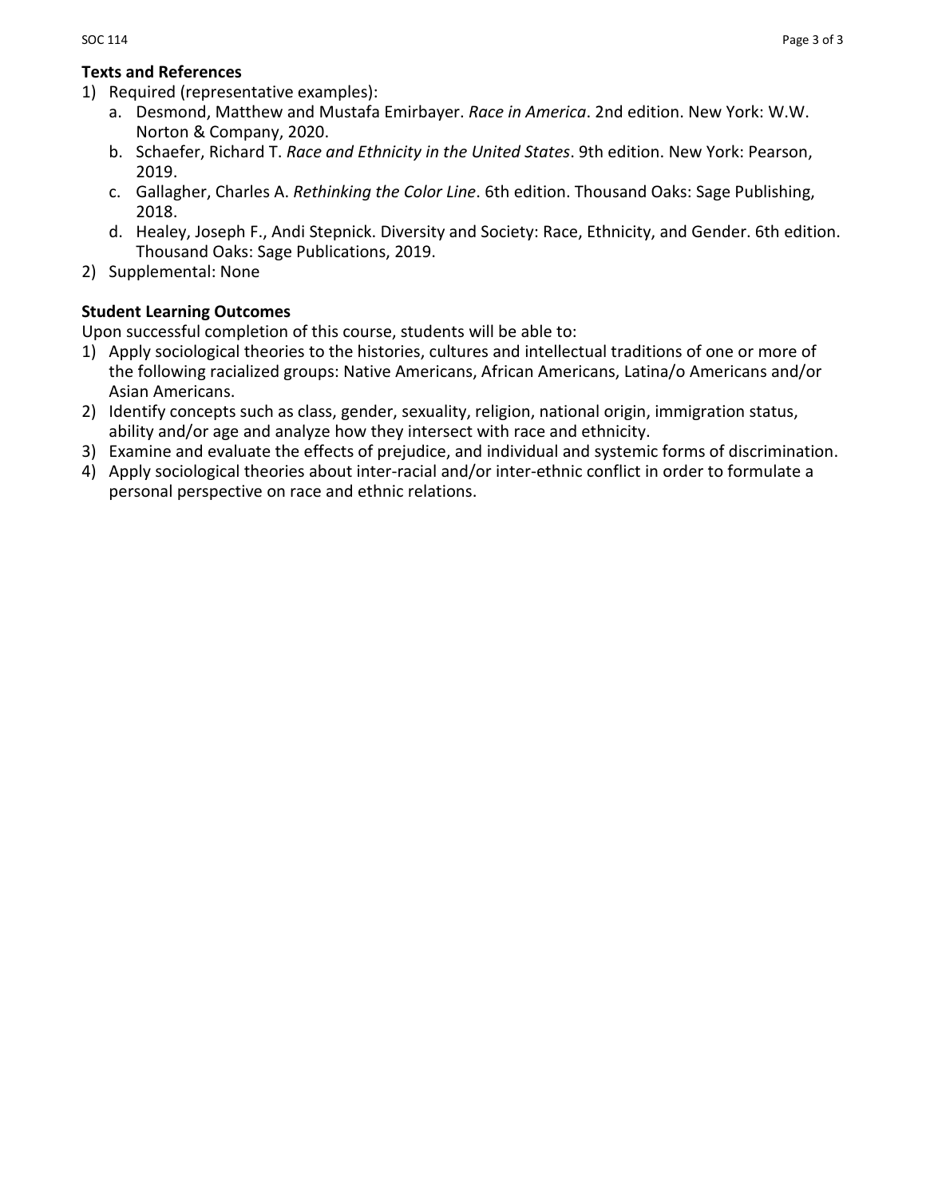**Texts and References**

1) Required (representative examples):
   a. Desmond, Matthew and Mustafa Emirbayer. *Race in America*. 2nd edition. New York: W.W. Norton & Company, 2020.
   b. Schaefer, Richard T. *Race and Ethnicity in the United States*. 9th edition. New York: Pearson, 2019.
   c. Gallagher, Charles A. *Rethinking the Color Line*. 6th edition. Thousand Oaks: Sage Publishing, 2018.
   d. Healey, Joseph F., Andi Stepnick. Diversity and Society: Race, Ethnicity, and Gender. 6th edition. Thousand Oaks: Sage Publications, 2019.
2) Supplemental: None

**Student Learning Outcomes**

Upon successful completion of this course, students will be able to:

1) Apply sociological theories to the histories, cultures and intellectual traditions of one or more of the following racialized groups: Native Americans, African Americans, Latina/o Americans and/or Asian Americans.
2) Identify concepts such as class, gender, sexuality, religion, national origin, immigration status, ability and/or age and analyze how they intersect with race and ethnicity.
3) Examine and evaluate the effects of prejudice, and individual and systemic forms of discrimination.
4) Apply sociological theories about inter-racial and/or inter-ethnic conflict in order to formulate a personal perspective on race and ethnic relations.